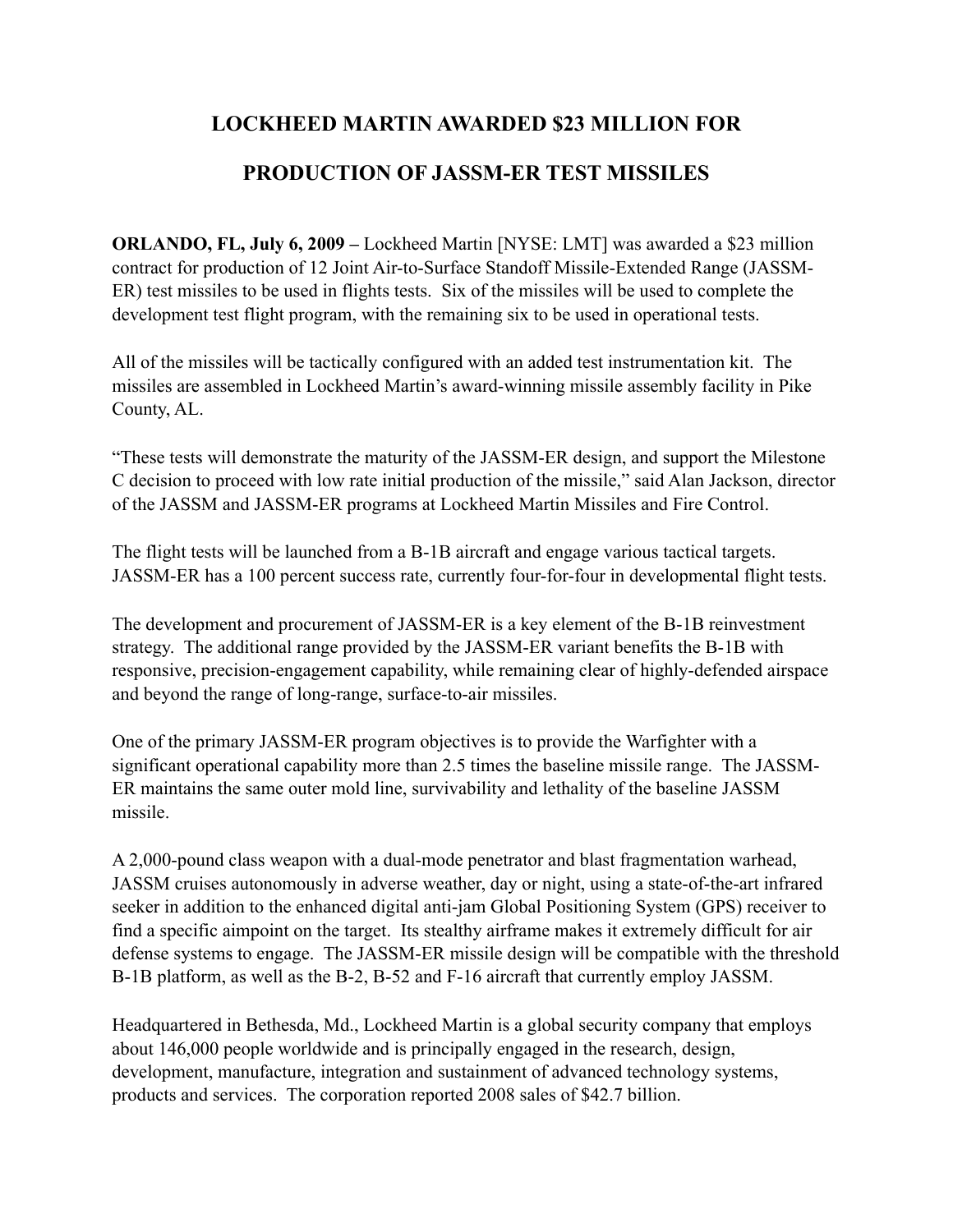# LOCKHEED MARTIN AWARDED $23 MILLION FOR PRODUCTION OF JASSM-ER TEST MISSILES

**ORLANDO, FL, July 6, 2009 –** Lockheed Martin [NYSE: LMT] was awarded a $23 million contract for production of 12 Joint Air-to-Surface Standoff Missile-Extended Range (JASSM-ER) test missiles to be used in flights tests. Six of the missiles will be used to complete the development test flight program, with the remaining six to be used in operational tests.

All of the missiles will be tactically configured with an added test instrumentation kit. The missiles are assembled in Lockheed Martin's award-winning missile assembly facility in Pike County, AL.

"These tests will demonstrate the maturity of the JASSM-ER design, and support the Milestone C decision to proceed with low rate initial production of the missile," said Alan Jackson, director of the JASSM and JASSM-ER programs at Lockheed Martin Missiles and Fire Control.

The flight tests will be launched from a B-1B aircraft and engage various tactical targets. JASSM-ER has a 100 percent success rate, currently four-for-four in developmental flight tests.

The development and procurement of JASSM-ER is a key element of the B-1B reinvestment strategy. The additional range provided by the JASSM-ER variant benefits the B-1B with responsive, precision-engagement capability, while remaining clear of highly-defended airspace and beyond the range of long-range, surface-to-air missiles.

One of the primary JASSM-ER program objectives is to provide the Warfighter with a significant operational capability more than 2.5 times the baseline missile range. The JASSM-ER maintains the same outer mold line, survivability and lethality of the baseline JASSM missile.

A 2,000-pound class weapon with a dual-mode penetrator and blast fragmentation warhead, JASSM cruises autonomously in adverse weather, day or night, using a state-of-the-art infrared seeker in addition to the enhanced digital anti-jam Global Positioning System (GPS) receiver to find a specific aimpoint on the target. Its stealthy airframe makes it extremely difficult for air defense systems to engage. The JASSM-ER missile design will be compatible with the threshold B-1B platform, as well as the B-2, B-52 and F-16 aircraft that currently employ JASSM.

Headquartered in Bethesda, Md., Lockheed Martin is a global security company that employs about 146,000 people worldwide and is principally engaged in the research, design, development, manufacture, integration and sustainment of advanced technology systems, products and services. The corporation reported 2008 sales of $42.7 billion.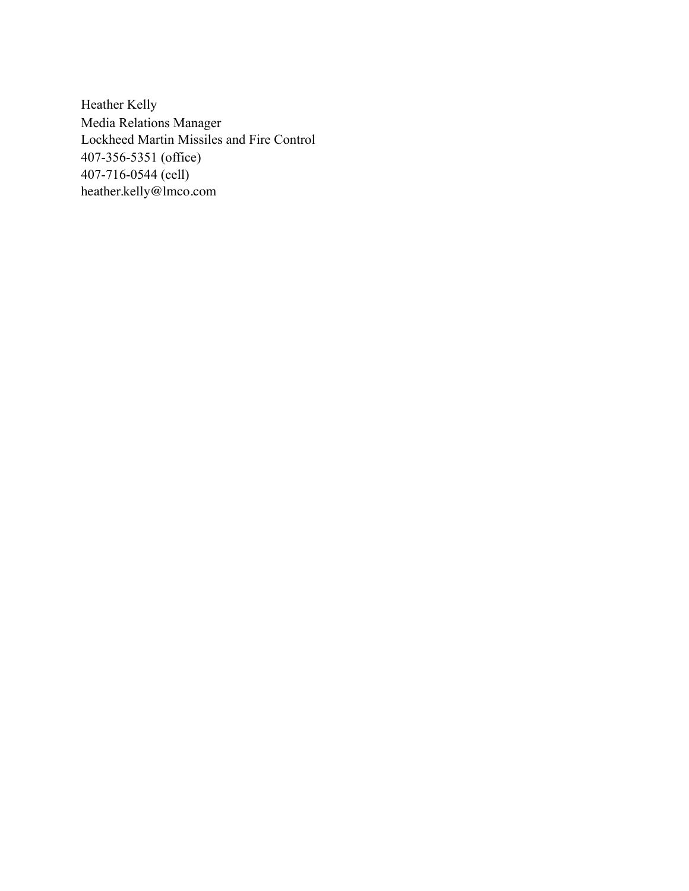Heather Kelly
Media Relations Manager
Lockheed Martin Missiles and Fire Control
407-356-5351 (office)
407-716-0544 (cell)
heather.kelly@lmco.com